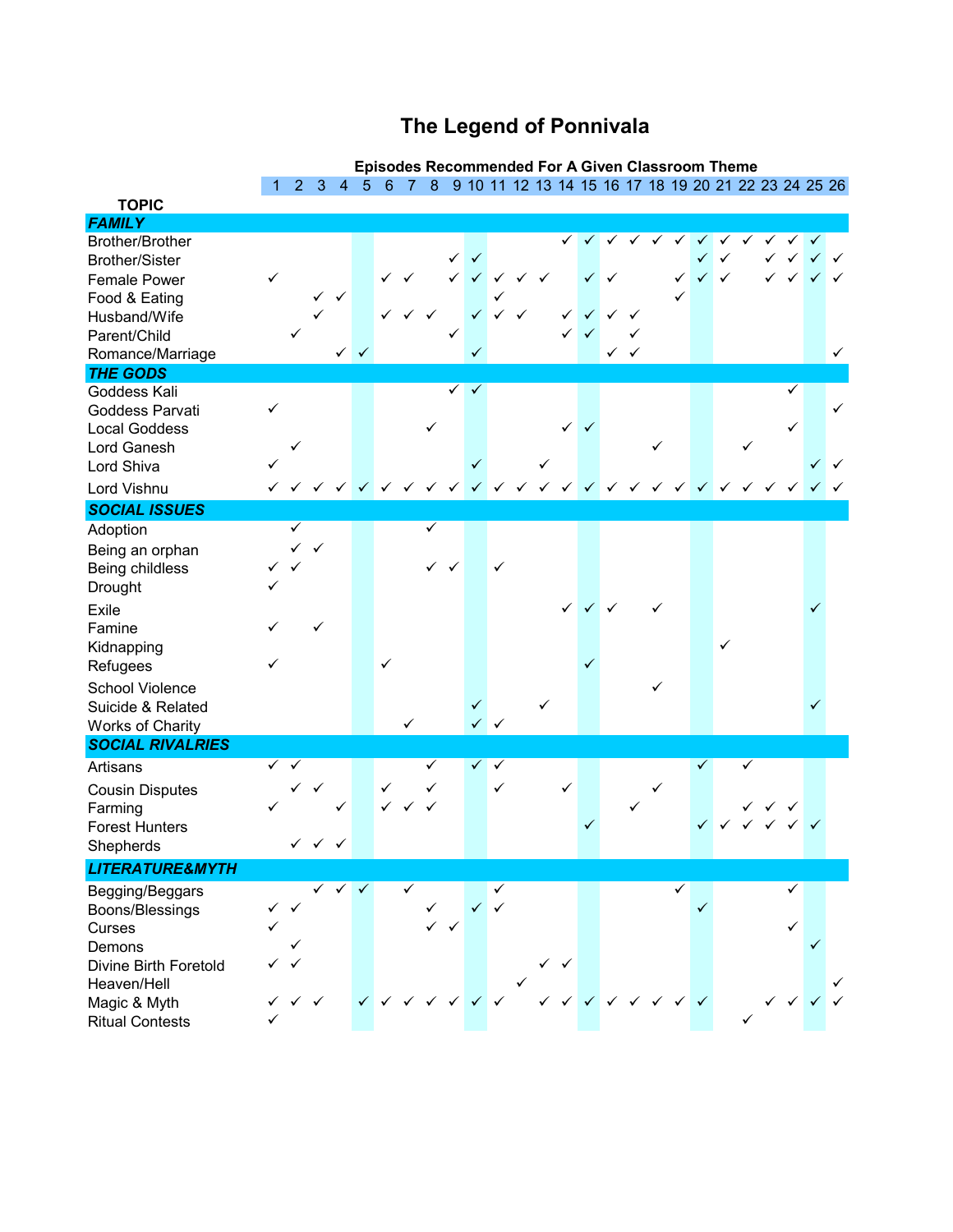# The Legend of Ponnivala

**Episodes Recommended For A Given Classroom Theme**

| TOPIC | 1 | 2 | 3 | 4 | 5 | 6 | 7 | 8 | 9 | 10 | 11 | 12 | 13 | 14 | 15 | 16 | 17 | 18 | 19 | 20 | 21 | 22 | 23 | 24 | 25 | 26 |
|---|---|---|---|---|---|---|---|---|---|---|---|---|---|---|---|---|---|---|---|---|---|---|---|---|---|---|
| ***FAMILY*** | | | | | | | | | | | | | | | | | | | | | | | | | | |
| Brother/Brother | | | | | | | | | | | | | | ✓ | ✓ | ✓ | ✓ | ✓ | ✓ | ✓ | ✓ | ✓ | ✓ | ✓ | ✓ | |
| Brother/Sister | | | | | | | | | ✓ | ✓ | | | | | | | | | | ✓ | ✓ | | ✓ | ✓ | ✓ | ✓ |
| Female Power | ✓ | | | | | ✓ | ✓ | | ✓ | ✓ | ✓ | ✓ | ✓ | | ✓ | ✓ | | | ✓ | ✓ | ✓ | | ✓ | ✓ | ✓ | ✓ |
| Food & Eating | | | ✓ | ✓ | | | | | | | ✓ | | | | | | | | ✓ | | | | | | | |
| Husband/Wife | | | ✓ | | | ✓ | ✓ | ✓ | | ✓ | ✓ | ✓ | | ✓ | ✓ | ✓ | ✓ | | | | | | | | | |
| Parent/Child | | ✓ | | | | | | | ✓ | | | | | ✓ | ✓ | | ✓ | | | | | | | | | |
| Romance/Marriage | | | | ✓ | ✓ | | | | | ✓ | | | | | | ✓ | ✓ | | | | | | | | | ✓ |
| ***THE GODS*** | | | | | | | | | | | | | | | | | | | | | | | | | | |
| Goddess Kali | | | | | | | | | ✓ | ✓ | | | | | | | | | | | | | | ✓ | | |
| Goddess Parvati | ✓ | | | | | | | | | | | | | | | | | | | | | | | | | ✓ |
| Local Goddess | | | | | | | | ✓ | | | | | | ✓ | ✓ | | | | | | | | | ✓ | | |
| Lord Ganesh | | ✓ | | | | | | | | | | | | | | | | ✓ | | | | ✓ | | | | |
| Lord Shiva | ✓ | | | | | | | | | ✓ | | | ✓ | | | | | | | | | | | | ✓ | ✓ |
| Lord Vishnu | ✓ | ✓ | ✓ | ✓ | ✓ | ✓ | ✓ | ✓ | ✓ | ✓ | ✓ | ✓ | ✓ | ✓ | ✓ | ✓ | ✓ | ✓ | ✓ | ✓ | ✓ | ✓ | ✓ | ✓ | ✓ | ✓ |
| ***SOCIAL ISSUES*** | | | | | | | | | | | | | | | | | | | | | | | | | | |
| Adoption | | ✓ | | | | | | ✓ | | | | | | | | | | | | | | | | | | |
| Being an orphan | | ✓ | ✓ | | | | | | | | | | | | | | | | | | | | | | | |
| Being childless | ✓ | ✓ | | | | | | ✓ | ✓ | | ✓ | | | | | | | | | | | | | | | |
| Drought | ✓ | | | | | | | | | | | | | | | | | | | | | | | | | |
| Exile | | | | | | | | | | | | | | ✓ | ✓ | ✓ | | ✓ | | | | | | | ✓ | |
| Famine | ✓ | | ✓ | | | | | | | | | | | | | | | | | | | | | | | |
| Kidnapping | | | | | | | | | | | | | | | | | | | | | ✓ | | | | | |
| Refugees | ✓ | | | | | ✓ | | | | | | | | | ✓ | | | | | | | | | | | |
| School Violence | | | | | | | | | | | | | | | | | | ✓ | | | | | | | | |
| Suicide & Related | | | | | | | | | | ✓ | | | ✓ | | | | | | | | | | | | ✓ | |
| Works of Charity | | | | | | | ✓ | | | ✓ | ✓ | | | | | | | | | | | | | | | |
| ***SOCIAL RIVALRIES*** | | | | | | | | | | | | | | | | | | | | | | | | | | |
| Artisans | ✓ | ✓ | | | | | | ✓ | | ✓ | ✓ | | | | | | | | | ✓ | | ✓ | | | | |
| Cousin Disputes | | ✓ | ✓ | | | ✓ | | ✓ | | | ✓ | | | ✓ | | | | ✓ | | | | | | | | |
| Farming | ✓ | | | ✓ | | ✓ | ✓ | ✓ | | | | | | | | | ✓ | | | | | ✓ | ✓ | ✓ | | |
| Forest Hunters | | | | | | | | | | | | | | | ✓ | | | | | ✓ | ✓ | ✓ | ✓ | ✓ | ✓ | |
| Shepherds | | ✓ | ✓ | ✓ | | | | | | | | | | | | | | | | | | | | | | |
| ***LITERATURE&MYTH*** | | | | | | | | | | | | | | | | | | | | | | | | | | |
| Begging/Beggars | | | ✓ | ✓ | ✓ | | ✓ | | | | ✓ | | | | | | | | ✓ | | | | | ✓ | | |
| Boons/Blessings | ✓ | ✓ | | | | | | ✓ | | ✓ | ✓ | | | | | | | | | ✓ | | | | | | |
| Curses | ✓ | | | | | | | ✓ | ✓ | | | | | | | | | | | | | | | ✓ | | |
| Demons | | ✓ | | | | | | | | | | | | | | | | | | | | | | | ✓ | |
| Divine Birth Foretold | ✓ | ✓ | | | | | | | | | | | ✓ | ✓ | | | | | | | | | | | | |
| Heaven/Hell | | | | | | | | | | | | ✓ | | | | | | | | | | | | | | ✓ |
| Magic & Myth | ✓ | ✓ | ✓ | | ✓ | ✓ | ✓ | ✓ | ✓ | ✓ | ✓ | | ✓ | ✓ | ✓ | ✓ | ✓ | ✓ | ✓ | ✓ | | | ✓ | ✓ | ✓ | ✓ |
| Ritual Contests | ✓ | | | | | | | | | | | | | | | | | | | | | ✓ | | | | |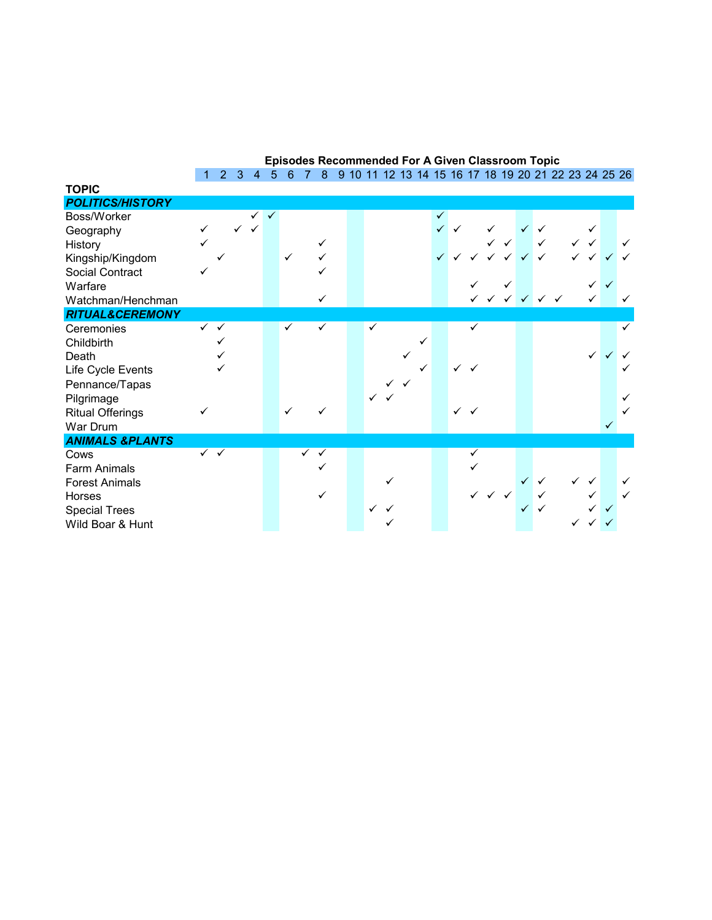**Episodes Recommended For A Given Classroom Topic**

| TOPIC | 1 | 2 | 3 | 4 | 5 | 6 | 7 | 8 | 9 | 10 | 11 | 12 | 13 | 14 | 15 | 16 | 17 | 18 | 19 | 20 | 21 | 22 | 23 | 24 | 25 | 26 |
|---|---|---|---|---|---|---|---|---|---|---|---|---|---|---|---|---|---|---|---|---|---|---|---|---|---|---|
| ***POLITICS/HISTORY*** | | | | | | | | | | | | | | | | | | | | | | | | | | |
| Boss/Worker | | | | ✓ | ✓ | | | | | | | | | | ✓ | | | | | | | | | | | |
| Geography | ✓ | | ✓ | ✓ | | | | | | | | | | | ✓ | ✓ | | ✓ | | ✓ | ✓ | | | ✓ | | |
| History | ✓ | | | | | | | ✓ | | | | | | | | | | ✓ | ✓ | | ✓ | | ✓ | ✓ | | ✓ |
| Kingship/Kingdom | | ✓ | | | | ✓ | | ✓ | | | | | | | ✓ | ✓ | ✓ | ✓ | ✓ | ✓ | ✓ | | ✓ | ✓ | ✓ | ✓ |
| Social Contract | ✓ | | | | | | | ✓ | | | | | | | | | | | | | | | | | | |
| Warfare | | | | | | | | | | | | | | | | | ✓ | | ✓ | | | | | ✓ | ✓ | |
| Watchman/Henchman | | | | | | | | ✓ | | | | | | | | | ✓ | ✓ | ✓ | ✓ | ✓ | ✓ | | ✓ | | ✓ |
| ***RITUAL&CEREMONY*** | | | | | | | | | | | | | | | | | | | | | | | | | | |
| Ceremonies | ✓ | ✓ | | | | ✓ | | ✓ | | | ✓ | | | | | | ✓ | | | | | | | | | ✓ |
| Childbirth | | ✓ | | | | | | | | | | | | ✓ | | | | | | | | | | | | |
| Death | | ✓ | | | | | | | | | | | ✓ | | | | | | | | | | | ✓ | ✓ | ✓ |
| Life Cycle Events | | ✓ | | | | | | | | | | | | ✓ | | ✓ | ✓ | | | | | | | | | ✓ |
| Pennance/Tapas | | | | | | | | | | | | ✓ | ✓ | | | | | | | | | | | | | |
| Pilgrimage | | | | | | | | | | | ✓ | ✓ | | | | | | | | | | | | | | ✓ |
| Ritual Offerings | ✓ | | | | | ✓ | | ✓ | | | | | | | | ✓ | ✓ | | | | | | | | | ✓ |
| War Drum | | | | | | | | | | | | | | | | | | | | | | | | | ✓ | |
| ***ANIMALS &PLANTS*** | | | | | | | | | | | | | | | | | | | | | | | | | | |
| Cows | ✓ | ✓ | | | | | ✓ | ✓ | | | | | | | | | ✓ | | | | | | | | | |
| Farm Animals | | | | | | | | ✓ | | | | | | | | | ✓ | | | | | | | | | |
| Forest Animals | | | | | | | | | | | | ✓ | | | | | | | | ✓ | ✓ | | ✓ | ✓ | | ✓ |
| Horses | | | | | | | | ✓ | | | | | | | | | ✓ | ✓ | ✓ | | ✓ | | | ✓ | | ✓ |
| Special Trees | | | | | | | | | | | ✓ | ✓ | | | | | | | | ✓ | ✓ | | | ✓ | ✓ | |
| Wild Boar & Hunt | | | | | | | | | | | | ✓ | | | | | | | | | | | ✓ | ✓ | ✓ | |